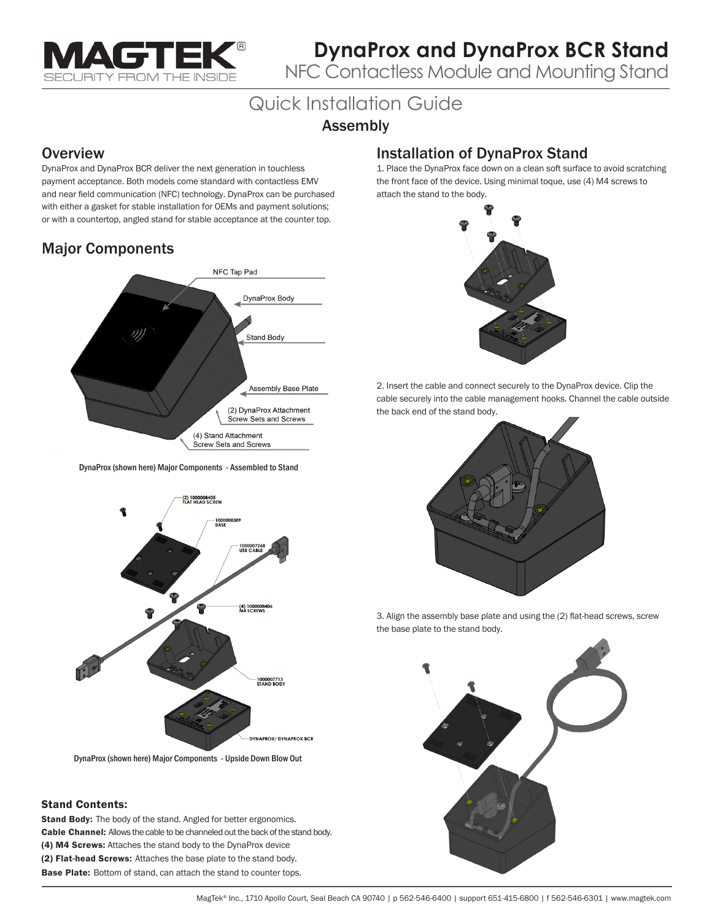# DynaProx and DynaProx BCR Stand

NFC Contactless Module and Mounting Stand

## Quick Installation Guide

### Assembly

## Overview

DynaProx and DynaProx BCR deliver the next generation in touchless payment acceptance. Both models come standard with contactless EMV and near field communication (NFC) technology. DynaProx can be purchased with either a gasket for stable installation for OEMs and payment solutions; or with a countertop, angled stand for stable acceptance at the counter top.

## Major Components

NFC Tap Pad

DynaProx Body

Stand Body

Assembly Base Plate

(2) DynaProx Attachment Screw Sets and Screws

(4) Stand Attachment Screw Sets and Screws

DynaProx (shown here) Major Components - Assembled to Stand

(2) 1000008405 FLAT HEAD SCREW

1000008309 BASE

1000007268 USB CABLE

(4) 1000008406 M4 SCREWS

1000007713 STAND BODY

DYNAPROX/ DYNAPROX BCR

DynaProx (shown here) Major Components - Upside Down Blow Out

### Stand Contents:

**Stand Body:** The body of the stand. Angled for better ergonomics.
**Cable Channel:** Allows the cable to be channeled out the back of the stand body.
**(4) M4 Screws:** Attaches the stand body to the DynaProx device
**(2) Flat-head Screws:** Attaches the base plate to the stand body.
**Base Plate:** Bottom of stand, can attach the stand to counter tops.

## Installation of DynaProx Stand

1. Place the DynaProx face down on a clean soft surface to avoid scratching the front face of the device. Using minimal toque, use (4) M4 screws to attach the stand to the body.

2. Insert the cable and connect securely to the DynaProx device. Clip the cable securely into the cable management hooks. Channel the cable outside the back end of the stand body.

3. Align the assembly base plate and using the (2) flat-head screws, screw the base plate to the stand body.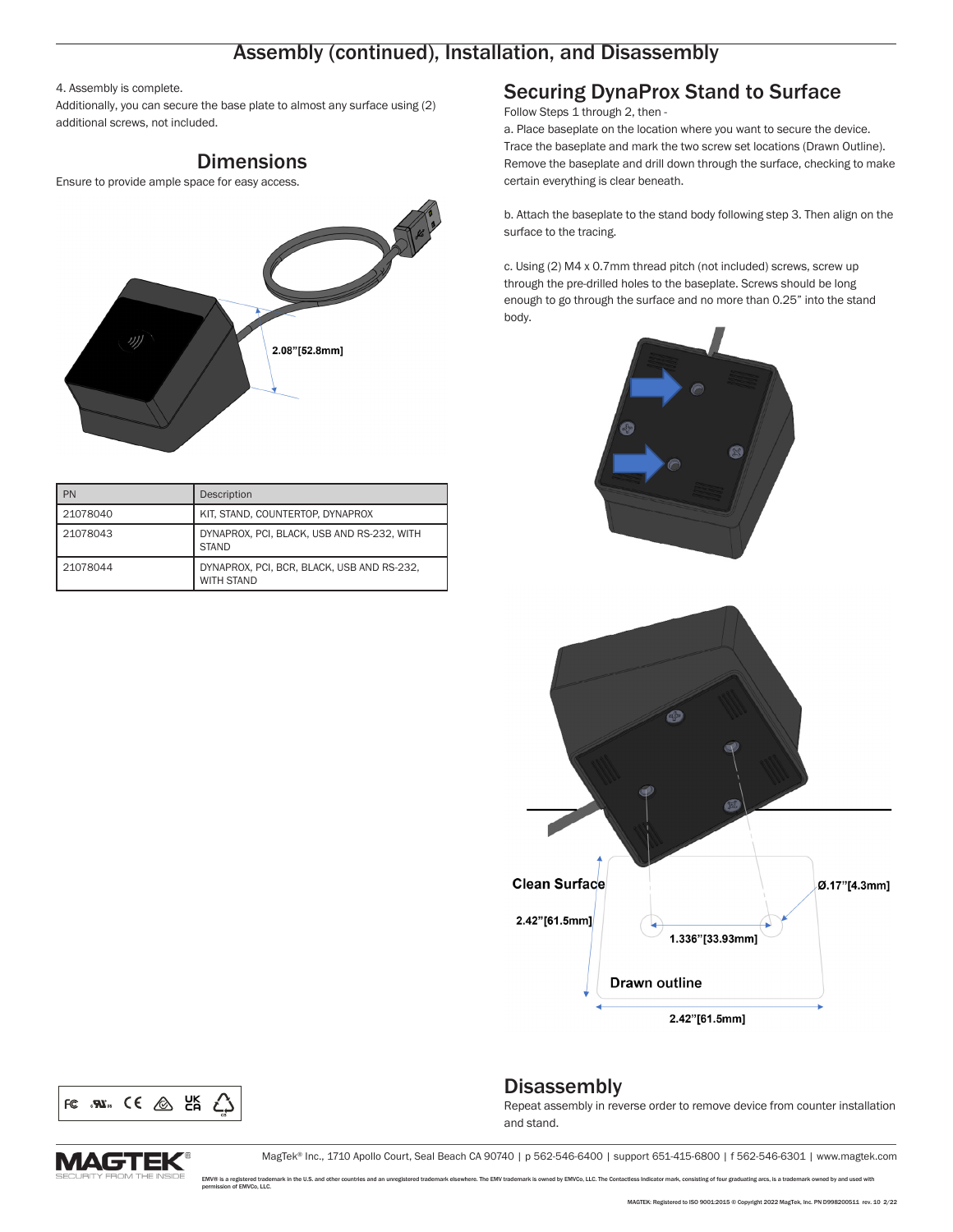# Assembly (continued), Installation, and Disassembly

4. Assembly is complete.
Additionally, you can secure the base plate to almost any surface using (2) additional screws, not included.

## Dimensions

Ensure to provide ample space for easy access.

2.08"[52.8mm]

| PN | Description |
|---|---|
| 21078040 | KIT, STAND, COUNTERTOP, DYNAPROX |
| 21078043 | DYNAPROX, PCI, BLACK, USB AND RS-232, WITH STAND |
| 21078044 | DYNAPROX, PCI, BCR, BLACK, USB AND RS-232, WITH STAND |

## Securing DynaProx Stand to Surface

Follow Steps 1 through 2, then -

a. Place baseplate on the location where you want to secure the device. Trace the baseplate and mark the two screw set locations (Drawn Outline). Remove the baseplate and drill down through the surface, checking to make certain everything is clear beneath.

b. Attach the baseplate to the stand body following step 3. Then align on the surface to the tracing.

c. Using (2) M4 x 0.7mm thread pitch (not included) screws, screw up through the pre-drilled holes to the baseplate. Screws should be long enough to go through the surface and no more than 0.25" into the stand body.

Clean Surface

Ø.17"[4.3mm]

2.42"[61.5mm]

1.336"[33.93mm]

Drawn outline

2.42"[61.5mm]

## Disassembly

Repeat assembly in reverse order to remove device from counter installation and stand.

MagTek® Inc., 1710 Apollo Court, Seal Beach CA 90740 | p 562-546-6400 | support 651-415-6800 | f 562-546-6301 | www.magtek.com

EMV® is a registered trademark in the U.S. and other countries and an unregistered trademark elsewhere. The EMV trademark is owned by EMVCo, LLC. The Contactless Indicator mark, consisting of four graduating arcs, is a trademark owned by and used with permission of EMVCo, LLC.

MAGTEK: Registered to ISO 9001:2015 © Copyright 2022 MagTek, Inc. PN D998200511 rev. 10 2/22